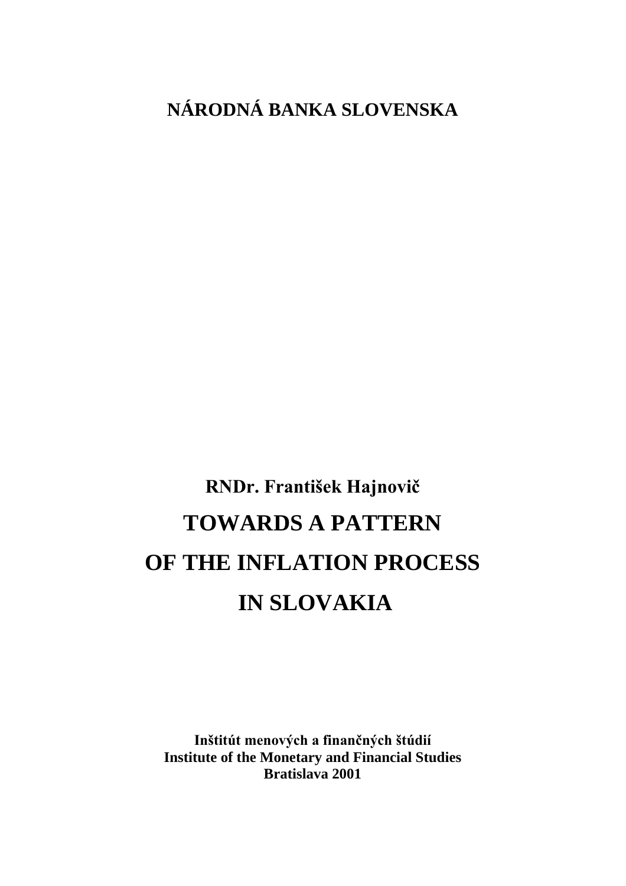**NÁRODNÁ BANKA SLOVENSKA**

**RNDr. František Hajnovič**

# TOWARDS A PATTERN OF THE INFLATION PROCESS IN SLOVAKIA

**Inštitút menových a finančných štúdií**
**Institute of the Monetary and Financial Studies**
**Bratislava 2001**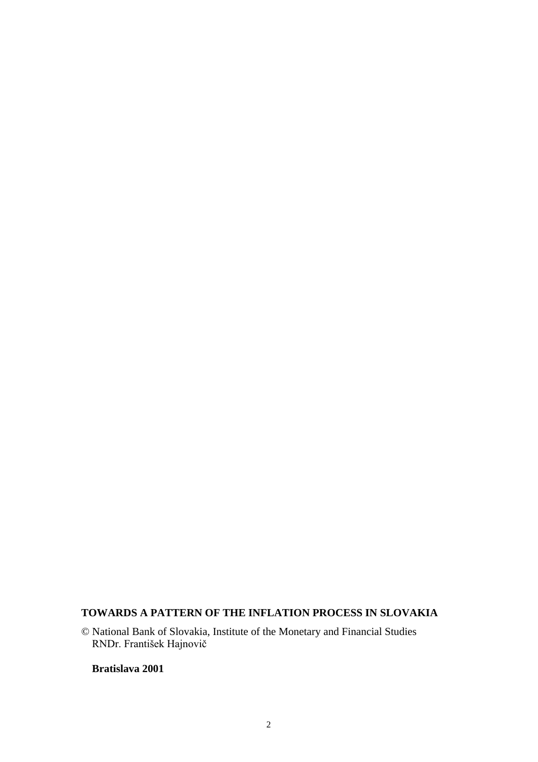**TOWARDS A PATTERN OF THE INFLATION PROCESS IN SLOVAKIA**

© National Bank of Slovakia, Institute of the Monetary and Financial Studies
RNDr. František Hajnovič

**Bratislava 2001**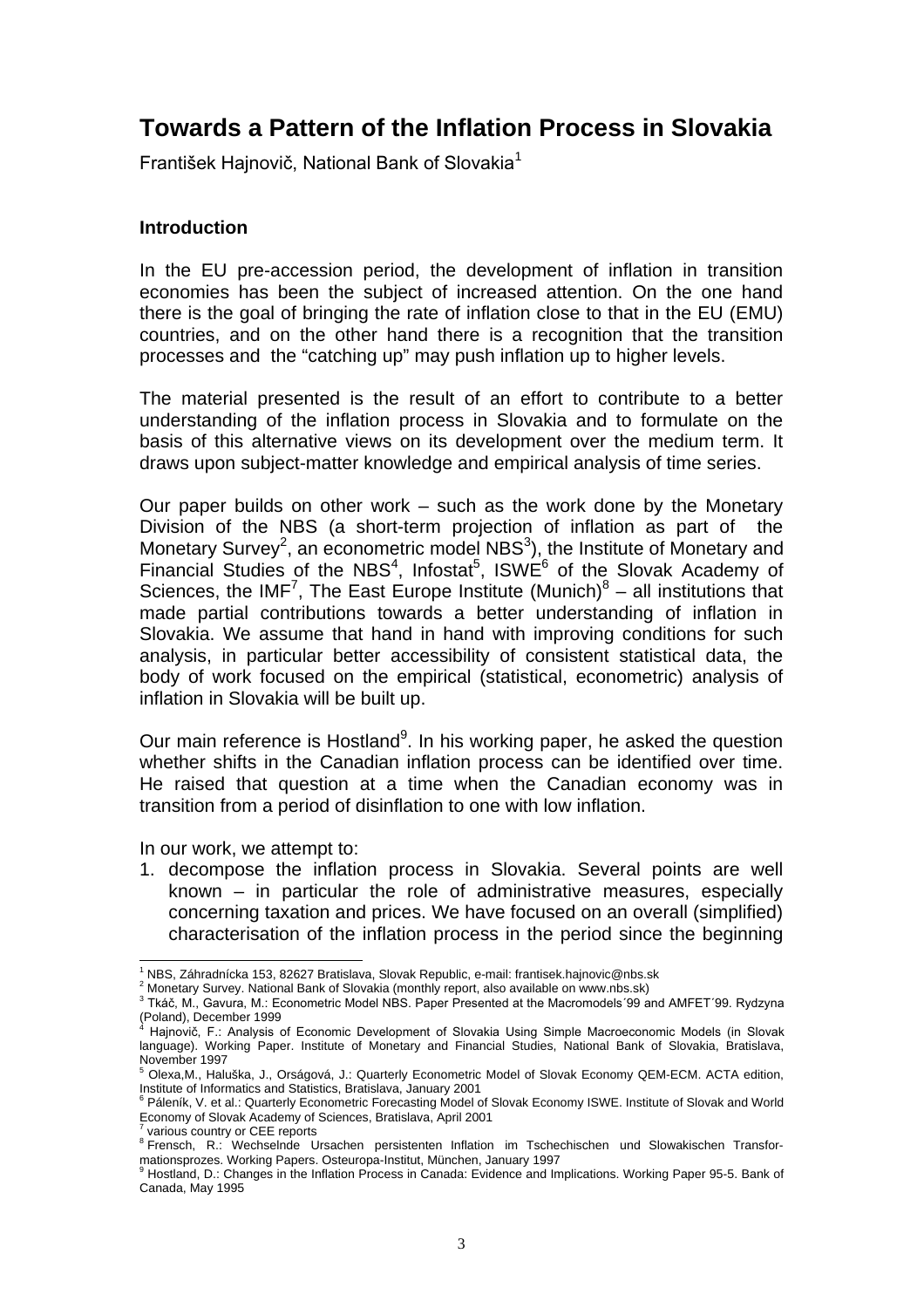# Towards a Pattern of the Inflation Process in Slovakia

František Hajnovič, National Bank of Slovakia[1]

### Introduction

In the EU pre-accession period, the development of inflation in transition economies has been the subject of increased attention. On the one hand there is the goal of bringing the rate of inflation close to that in the EU (EMU) countries, and on the other hand there is a recognition that the transition processes and the "catching up" may push inflation up to higher levels.

The material presented is the result of an effort to contribute to a better understanding of the inflation process in Slovakia and to formulate on the basis of this alternative views on its development over the medium term. It draws upon subject-matter knowledge and empirical analysis of time series.

Our paper builds on other work – such as the work done by the Monetary Division of the NBS (a short-term projection of inflation as part of the Monetary Survey[2], an econometric model NBS[3]), the Institute of Monetary and Financial Studies of the NBS[4], Infostat[5], ISWE[6] of the Slovak Academy of Sciences, the IMF[7], The East Europe Institute (Munich)[8] – all institutions that made partial contributions towards a better understanding of inflation in Slovakia. We assume that hand in hand with improving conditions for such analysis, in particular better accessibility of consistent statistical data, the body of work focused on the empirical (statistical, econometric) analysis of inflation in Slovakia will be built up.

Our main reference is Hostland[9]. In his working paper, he asked the question whether shifts in the Canadian inflation process can be identified over time. He raised that question at a time when the Canadian economy was in transition from a period of disinflation to one with low inflation.

In our work, we attempt to:

1. decompose the inflation process in Slovakia. Several points are well known – in particular the role of administrative measures, especially concerning taxation and prices. We have focused on an overall (simplified) characterisation of the inflation process in the period since the beginning

---

[1] NBS, Záhradnícka 153, 82627 Bratislava, Slovak Republic, e-mail: frantisek.hajnovic@nbs.sk

[2] Monetary Survey. National Bank of Slovakia (monthly report, also available on www.nbs.sk)

[3] Tkáč, M., Gavura, M.: Econometric Model NBS. Paper Presented at the Macromodels´99 and AMFET´99. Rydzyna (Poland), December 1999

[4] Hajnovič, F.: Analysis of Economic Development of Slovakia Using Simple Macroeconomic Models (in Slovak language). Working Paper. Institute of Monetary and Financial Studies, National Bank of Slovakia, Bratislava, November 1997

[5] Olexa,M., Haluška, J., Orságová, J.: Quarterly Econometric Model of Slovak Economy QEM-ECM. ACTA edition, Institute of Informatics and Statistics, Bratislava, January 2001

[6] Páleník, V. et al.: Quarterly Econometric Forecasting Model of Slovak Economy ISWE. Institute of Slovak and World Economy of Slovak Academy of Sciences, Bratislava, April 2001

[7] various country or CEE reports

[8] Frensch, R.: Wechselnde Ursachen persistenten Inflation im Tschechischen und Slowakischen Transformationsprozes. Working Papers. Osteuropa-Institut, München, January 1997

[9] Hostland, D.: Changes in the Inflation Process in Canada: Evidence and Implications. Working Paper 95-5. Bank of Canada, May 1995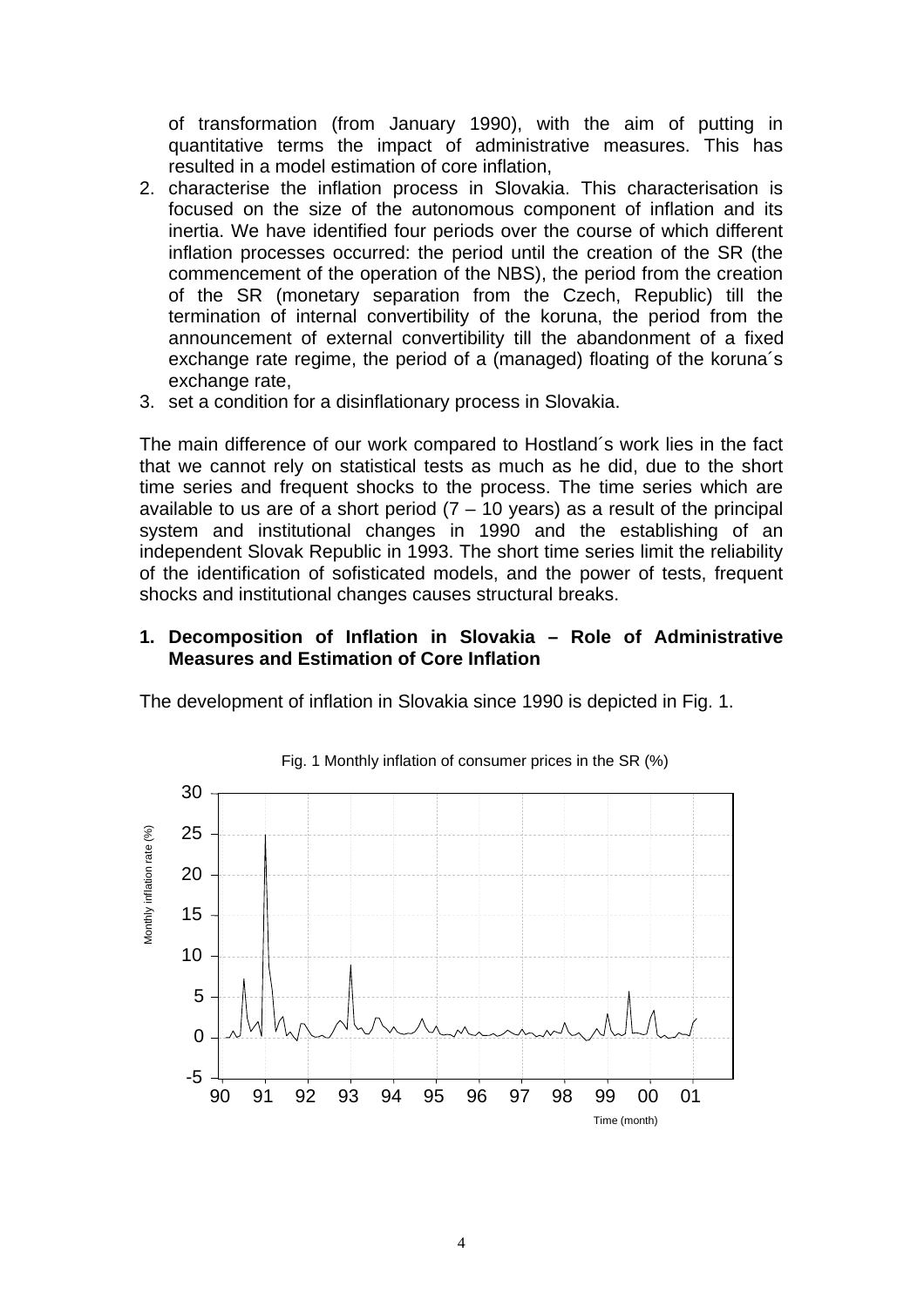of transformation (from January 1990), with the aim of putting in quantitative terms the impact of administrative measures. This has resulted in a model estimation of core inflation,

2. characterise the inflation process in Slovakia. This characterisation is focused on the size of the autonomous component of inflation and its inertia. We have identified four periods over the course of which different inflation processes occurred: the period until the creation of the SR (the commencement of the operation of the NBS), the period from the creation of the SR (monetary separation from the Czech, Republic) till the termination of internal convertibility of the koruna, the period from the announcement of external convertibility till the abandonment of a fixed exchange rate regime, the period of a (managed) floating of the koruna´s exchange rate,
3. set a condition for a disinflationary process in Slovakia.

The main difference of our work compared to Hostland´s work lies in the fact that we cannot rely on statistical tests as much as he did, due to the short time series and frequent shocks to the process. The time series which are available to us are of a short period (7 – 10 years) as a result of the principal system and institutional changes in 1990 and the establishing of an independent Slovak Republic in 1993. The short time series limit the reliability of the identification of sofisticated models, and the power of tests, frequent shocks and institutional changes causes structural breaks.

## 1. Decomposition of Inflation in Slovakia – Role of Administrative Measures and Estimation of Core Inflation

The development of inflation in Slovakia since 1990 is depicted in Fig. 1.

Fig. 1 Monthly inflation of consumer prices in the SR (%)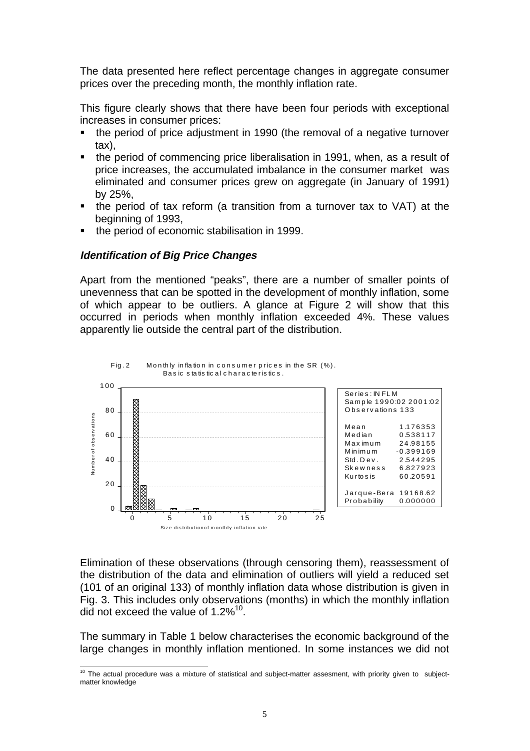The data presented here reflect percentage changes in aggregate consumer prices over the preceding month, the monthly inflation rate.

This figure clearly shows that there have been four periods with exceptional increases in consumer prices:

- the period of price adjustment in 1990 (the removal of a negative turnover tax),
- the period of commencing price liberalisation in 1991, when, as a result of price increases, the accumulated imbalance in the consumer market was eliminated and consumer prices grew on aggregate (in January of 1991) by 25%,
- the period of tax reform (a transition from a turnover tax to VAT) at the beginning of 1993,
- the period of economic stabilisation in 1999.

### *Identification of Big Price Changes*

Apart from the mentioned "peaks", there are a number of smaller points of unevenness that can be spotted in the development of monthly inflation, some of which appear to be outliers. A glance at Figure 2 will show that this occurred in periods when monthly inflation exceeded 4%. These values apparently lie outside the central part of the distribution.

Fig. 2 Monthly inflation in consumer prices in the SR (%). Basic statistical characteristics.

| Series: INFLM | |
|---|---|
| Sample 1990:02 2001:02 | |
| Observations 133 | |
| Mean | 1.176353 |
| Median | 0.538117 |
| Maximum | 24.98155 |
| Minimum | -0.399169 |
| Std. Dev. | 2.544295 |
| Skewness | 6.827923 |
| Kurtosis | 60.20591 |
| Jarque-Bera | 19168.62 |
| Probability | 0.000000 |

Elimination of these observations (through censoring them), reassessment of the distribution of the data and elimination of outliers will yield a reduced set (101 of an original 133) of monthly inflation data whose distribution is given in Fig. 3. This includes only observations (months) in which the monthly inflation did not exceed the value of 1.2%[10].

The summary in Table 1 below characterises the economic background of the large changes in monthly inflation mentioned. In some instances we did not

[10] The actual procedure was a mixture of statistical and subject-matter assesment, with priority given to subject-matter knowledge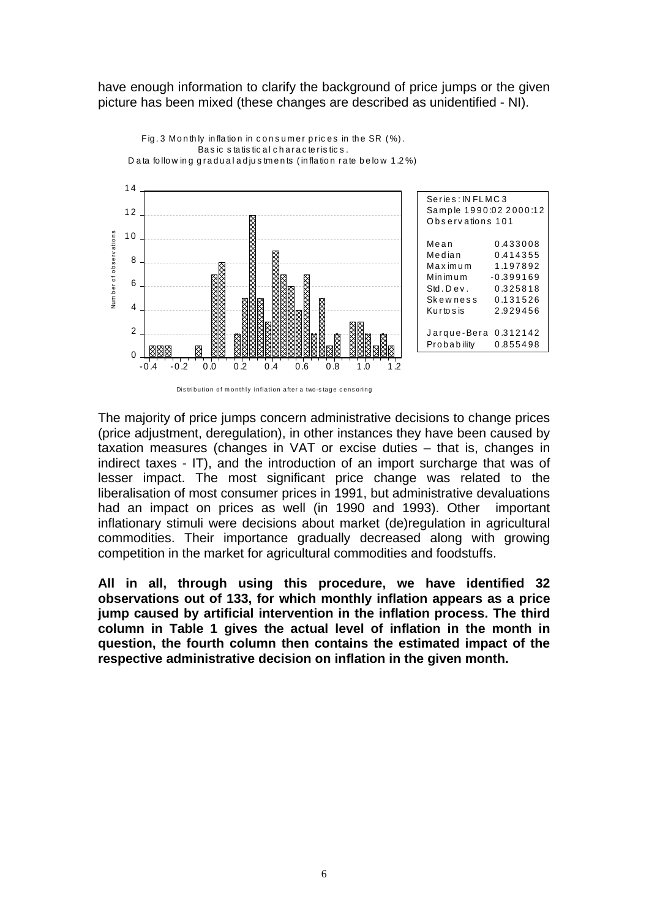have enough information to clarify the background of price jumps or the given picture has been mixed (these changes are described as unidentified - NI).

Fig. 3 Monthly inflation in consumer prices in the SR (%).
Basic statistical characteristics.
Data following gradual adjustments (inflation rate below 1.2%)

| Series: INFLMC3 | |
|---|---|
| Sample 1990:02 2000:12 | |
| Observations 101 | |
| Mean | 0.433008 |
| Median | 0.414355 |
| Maximum | 1.197892 |
| Minimum | -0.399169 |
| Std. Dev. | 0.325818 |
| Skewness | 0.131526 |
| Kurtosis | 2.929456 |
| Jarque-Bera | 0.312142 |
| Probability | 0.855498 |

Distribution of monthly inflation after a two-stage censoring

The majority of price jumps concern administrative decisions to change prices (price adjustment, deregulation), in other instances they have been caused by taxation measures (changes in VAT or excise duties – that is, changes in indirect taxes - IT), and the introduction of an import surcharge that was of lesser impact. The most significant price change was related to the liberalisation of most consumer prices in 1991, but administrative devaluations had an impact on prices as well (in 1990 and 1993). Other important inflationary stimuli were decisions about market (de)regulation in agricultural commodities. Their importance gradually decreased along with growing competition in the market for agricultural commodities and foodstuffs.

**All in all, through using this procedure, we have identified 32 observations out of 133, for which monthly inflation appears as a price jump caused by artificial intervention in the inflation process. The third column in Table 1 gives the actual level of inflation in the month in question, the fourth column then contains the estimated impact of the respective administrative decision on inflation in the given month.**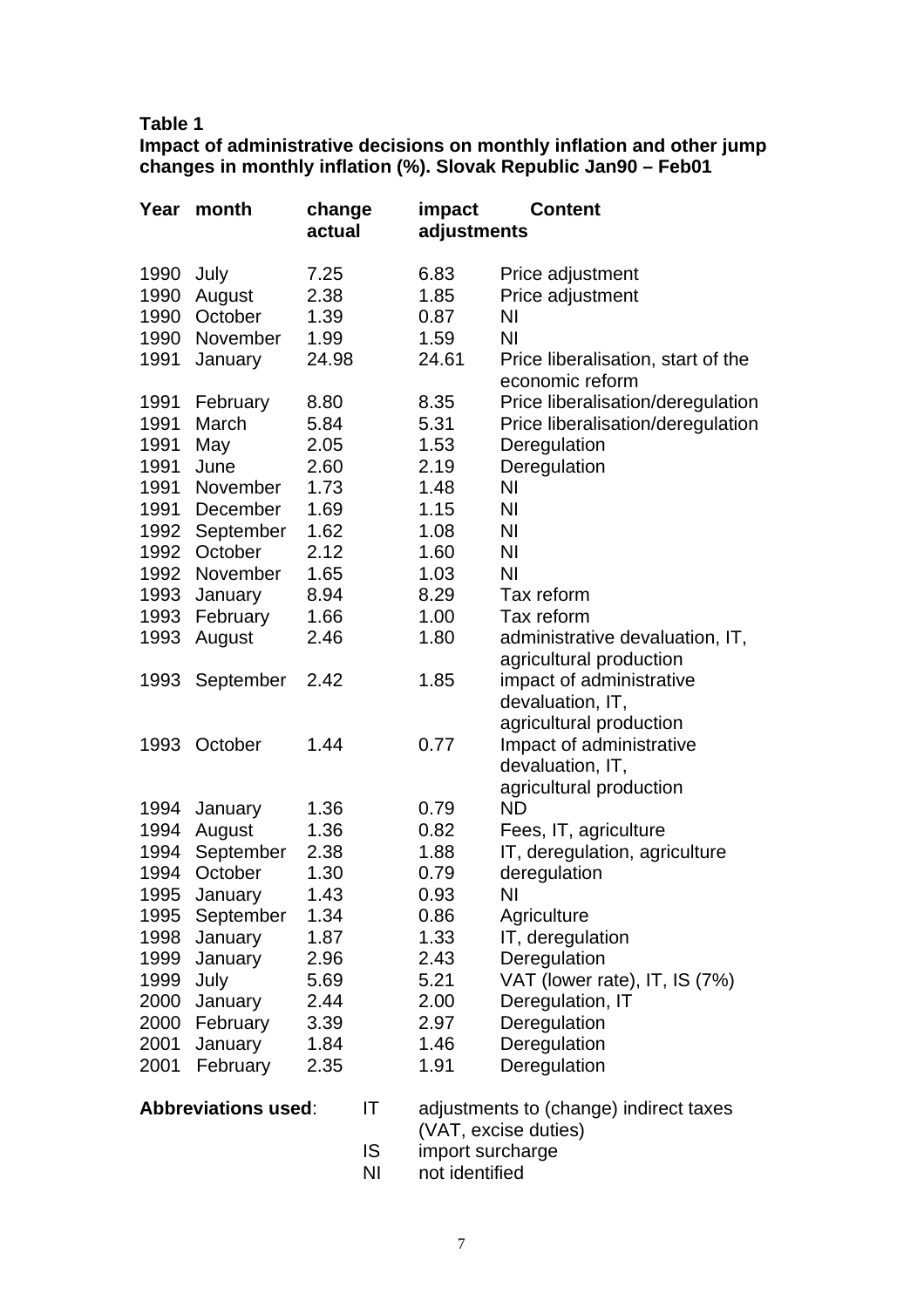**Table 1**

**Impact of administrative decisions on monthly inflation and other jump changes in monthly inflation (%). Slovak Republic Jan90 – Feb01**

| Year | month | change actual | impact adjustments | Content |
|---|---|---|---|---|
| 1990 | July | 7.25 | 6.83 | Price adjustment |
| 1990 | August | 2.38 | 1.85 | Price adjustment |
| 1990 | October | 1.39 | 0.87 | NI |
| 1990 | November | 1.99 | 1.59 | NI |
| 1991 | January | 24.98 | 24.61 | Price liberalisation, start of the economic reform |
| 1991 | February | 8.80 | 8.35 | Price liberalisation/deregulation |
| 1991 | March | 5.84 | 5.31 | Price liberalisation/deregulation |
| 1991 | May | 2.05 | 1.53 | Deregulation |
| 1991 | June | 2.60 | 2.19 | Deregulation |
| 1991 | November | 1.73 | 1.48 | NI |
| 1991 | December | 1.69 | 1.15 | NI |
| 1992 | September | 1.62 | 1.08 | NI |
| 1992 | October | 2.12 | 1.60 | NI |
| 1992 | November | 1.65 | 1.03 | NI |
| 1993 | January | 8.94 | 8.29 | Tax reform |
| 1993 | February | 1.66 | 1.00 | Tax reform |
| 1993 | August | 2.46 | 1.80 | administrative devaluation, IT, agricultural production |
| 1993 | September | 2.42 | 1.85 | impact of administrative devaluation, IT, agricultural production |
| 1993 | October | 1.44 | 0.77 | Impact of administrative devaluation, IT, agricultural production |
| 1994 | January | 1.36 | 0.79 | ND |
| 1994 | August | 1.36 | 0.82 | Fees, IT, agriculture |
| 1994 | September | 2.38 | 1.88 | IT, deregulation, agriculture |
| 1994 | October | 1.30 | 0.79 | deregulation |
| 1995 | January | 1.43 | 0.93 | NI |
| 1995 | September | 1.34 | 0.86 | Agriculture |
| 1998 | January | 1.87 | 1.33 | IT, deregulation |
| 1999 | January | 2.96 | 2.43 | Deregulation |
| 1999 | July | 5.69 | 5.21 | VAT (lower rate), IT, IS (7%) |
| 2000 | January | 2.44 | 2.00 | Deregulation, IT |
| 2000 | February | 3.39 | 2.97 | Deregulation |
| 2001 | January | 1.84 | 1.46 | Deregulation |
| 2001 | February | 2.35 | 1.91 | Deregulation |

**Abbreviations used**:

IT adjustments to (change) indirect taxes (VAT, excise duties)

IS import surcharge

NI not identified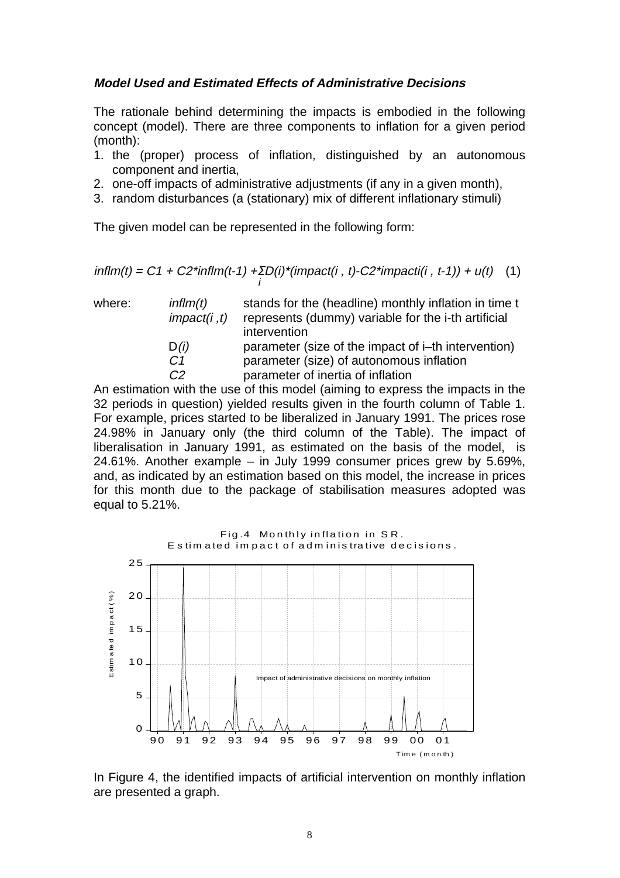### *Model Used and Estimated Effects of Administrative Decisions*

The rationale behind determining the impacts is embodied in the following concept (model). There are three components to inflation for a given period (month):

1. the (proper) process of inflation, distinguished by an autonomous component and inertia,
2. one-off impacts of administrative adjustments (if any in a given month),
3. random disturbances (a (stationary) mix of different inflationary stimuli)

The given model can be represented in the following form:

$$inflm(t) = C1 + C2*inflm(t-1) + \sum_i D(i)*(impact(i,t) - C2*impacti(i,t-1)) + u(t) \quad (1)$$

where:

| | |
|---|---|
| $inflm(t)$ | stands for the (headline) monthly inflation in time t |
| $impact(i,t)$ | represents (dummy) variable for the i-th artificial intervention |
| $D(i)$ | parameter (size of the impact of i–th intervention) |
| $C1$ | parameter (size) of autonomous inflation |
| $C2$ | parameter of inertia of inflation |

An estimation with the use of this model (aiming to express the impacts in the 32 periods in question) yielded results given in the fourth column of Table 1. For example, prices started to be liberalized in January 1991. The prices rose 24.98% in January only (the third column of the Table). The impact of liberalisation in January 1991, as estimated on the basis of the model, is 24.61%. Another example – in July 1999 consumer prices grew by 5.69%, and, as indicated by an estimation based on this model, the increase in prices for this month due to the package of stabilisation measures adopted was equal to 5.21%.

Fig.4 Monthly inflation in SR.
Estimated impact of administrative decisions.

In Figure 4, the identified impacts of artificial intervention on monthly inflation are presented a graph.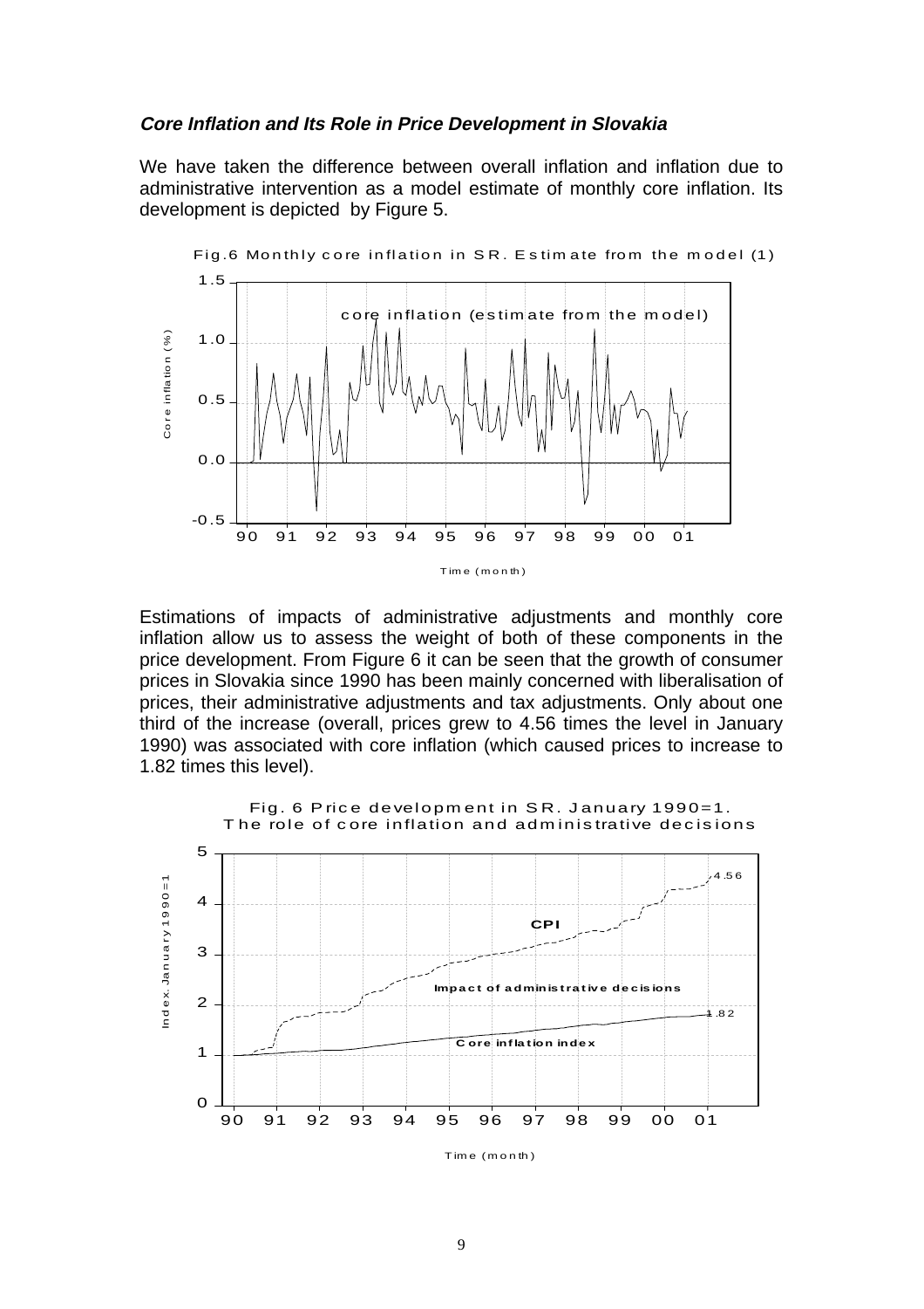***Core Inflation and Its Role in Price Development in Slovakia***

We have taken the difference between overall inflation and inflation due to administrative intervention as a model estimate of monthly core inflation. Its development is depicted by Figure 5.

Fig.6 Monthly core inflation in SR. Estimate from the model (1)

Estimations of impacts of administrative adjustments and monthly core inflation allow us to assess the weight of both of these components in the price development. From Figure 6 it can be seen that the growth of consumer prices in Slovakia since 1990 has been mainly concerned with liberalisation of prices, their administrative adjustments and tax adjustments. Only about one third of the increase (overall, prices grew to 4.56 times the level in January 1990) was associated with core inflation (which caused prices to increase to 1.82 times this level).

Fig. 6 Price development in SR. January 1990=1. The role of core inflation and administrative decisions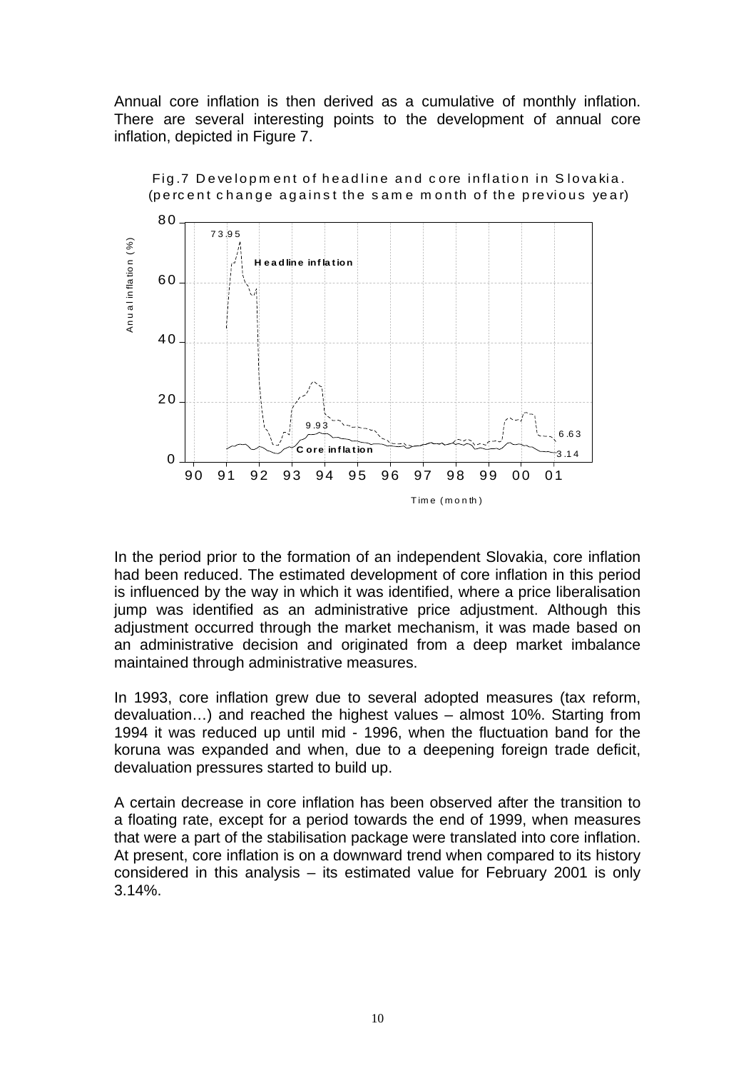Annual core inflation is then derived as a cumulative of monthly inflation. There are several interesting points to the development of annual core inflation, depicted in Figure 7.

Fig.7 Development of headline and core inflation in Slovakia. (percent change against the same month of the previous year)

In the period prior to the formation of an independent Slovakia, core inflation had been reduced. The estimated development of core inflation in this period is influenced by the way in which it was identified, where a price liberalisation jump was identified as an administrative price adjustment. Although this adjustment occurred through the market mechanism, it was made based on an administrative decision and originated from a deep market imbalance maintained through administrative measures.

In 1993, core inflation grew due to several adopted measures (tax reform, devaluation…) and reached the highest values – almost 10%. Starting from 1994 it was reduced up until mid - 1996, when the fluctuation band for the koruna was expanded and when, due to a deepening foreign trade deficit, devaluation pressures started to build up.

A certain decrease in core inflation has been observed after the transition to a floating rate, except for a period towards the end of 1999, when measures that were a part of the stabilisation package were translated into core inflation. At present, core inflation is on a downward trend when compared to its history considered in this analysis – its estimated value for February 2001 is only 3.14%.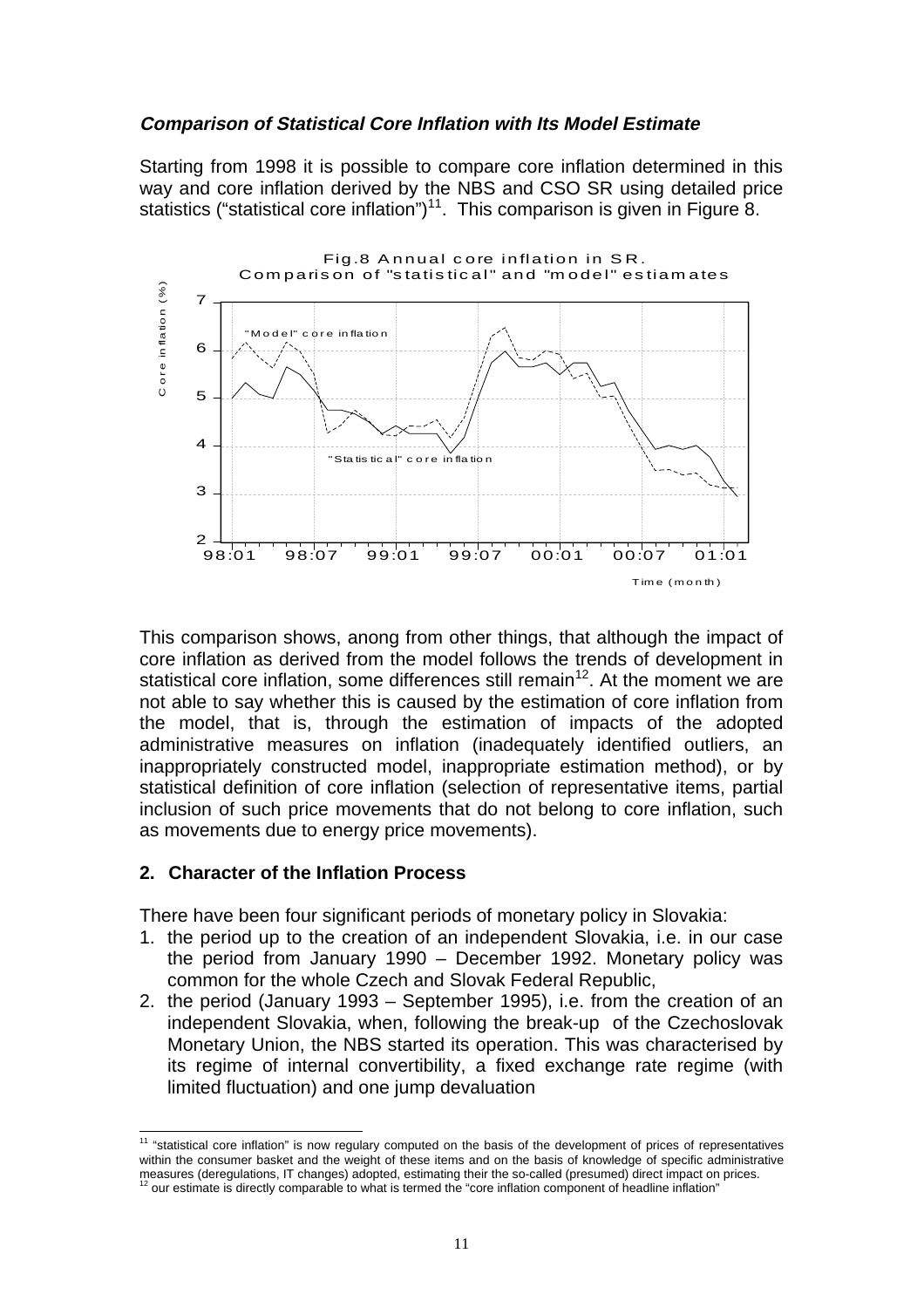***Comparison of Statistical Core Inflation with Its Model Estimate***

Starting from 1998 it is possible to compare core inflation determined in this way and core inflation derived by the NBS and CSO SR using detailed price statistics (“statistical core inflation”)[11]. This comparison is given in Figure 8.

Fig.8 Annual core inflation in SR. Comparison of "statistical" and "model" estiamates

This comparison shows, anong from other things, that although the impact of core inflation as derived from the model follows the trends of development in statistical core inflation, some differences still remain[12]. At the moment we are not able to say whether this is caused by the estimation of core inflation from the model, that is, through the estimation of impacts of the adopted administrative measures on inflation (inadequately identified outliers, an inappropriately constructed model, inappropriate estimation method), or by statistical definition of core inflation (selection of representative items, partial inclusion of such price movements that do not belong to core inflation, such as movements due to energy price movements).

## 2. Character of the Inflation Process

There have been four significant periods of monetary policy in Slovakia:

1. the period up to the creation of an independent Slovakia, i.e. in our case the period from January 1990 – December 1992. Monetary policy was common for the whole Czech and Slovak Federal Republic,
2. the period (January 1993 – September 1995), i.e. from the creation of an independent Slovakia, when, following the break-up of the Czechoslovak Monetary Union, the NBS started its operation. This was characterised by its regime of internal convertibility, a fixed exchange rate regime (with limited fluctuation) and one jump devaluation

---

[11] “statistical core inflation” is now regulary computed on the basis of the development of prices of representatives within the consumer basket and the weight of these items and on the basis of knowledge of specific administrative measures (deregulations, IT changes) adopted, estimating their the so-called (presumed) direct impact on prices.

[12] our estimate is directly comparable to what is termed the “core inflation component of headline inflation”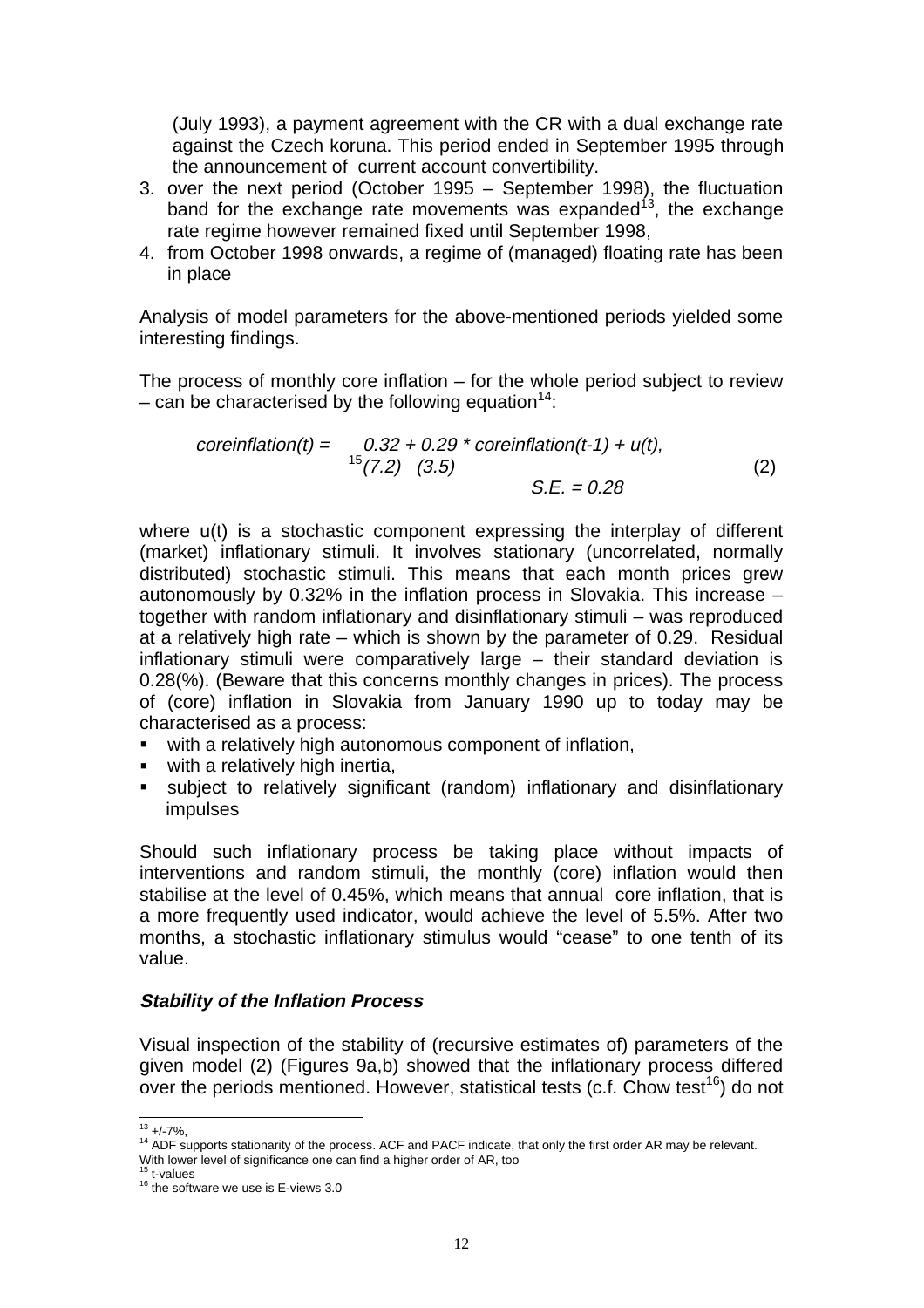(July 1993), a payment agreement with the CR with a dual exchange rate against the Czech koruna. This period ended in September 1995 through the announcement of current account convertibility.

3. over the next period (October 1995 – September 1998), the fluctuation band for the exchange rate movements was expanded[13], the exchange rate regime however remained fixed until September 1998,
4. from October 1998 onwards, a regime of (managed) floating rate has been in place

Analysis of model parameters for the above-mentioned periods yielded some interesting findings.

The process of monthly core inflation – for the whole period subject to review – can be characterised by the following equation[14]:

$$coreinflation(t) = \underset{^{15}(7.2)}{0.32} + \underset{(3.5)}{0.29} * coreinflation(t-1) + u(t), \qquad S.E. = 0.28 \tag{2}$$

where u(t) is a stochastic component expressing the interplay of different (market) inflationary stimuli. It involves stationary (uncorrelated, normally distributed) stochastic stimuli. This means that each month prices grew autonomously by 0.32% in the inflation process in Slovakia. This increase – together with random inflationary and disinflationary stimuli – was reproduced at a relatively high rate – which is shown by the parameter of 0.29. Residual inflationary stimuli were comparatively large – their standard deviation is 0.28(%). (Beware that this concerns monthly changes in prices). The process of (core) inflation in Slovakia from January 1990 up to today may be characterised as a process:

- with a relatively high autonomous component of inflation,
- with a relatively high inertia,
- subject to relatively significant (random) inflationary and disinflationary impulses

Should such inflationary process be taking place without impacts of interventions and random stimuli, the monthly (core) inflation would then stabilise at the level of 0.45%, which means that annual core inflation, that is a more frequently used indicator, would achieve the level of 5.5%. After two months, a stochastic inflationary stimulus would "cease" to one tenth of its value.

### *Stability of the Inflation Process*

Visual inspection of the stability of (recursive estimates of) parameters of the given model (2) (Figures 9a,b) showed that the inflationary process differed over the periods mentioned. However, statistical tests (c.f. Chow test[16]) do not

---

[13] +/-7%,

[14] ADF supports stationarity of the process. ACF and PACF indicate, that only the first order AR may be relevant. With lower level of significance one can find a higher order of AR, too

[15] t-values

[16] the software we use is E-views 3.0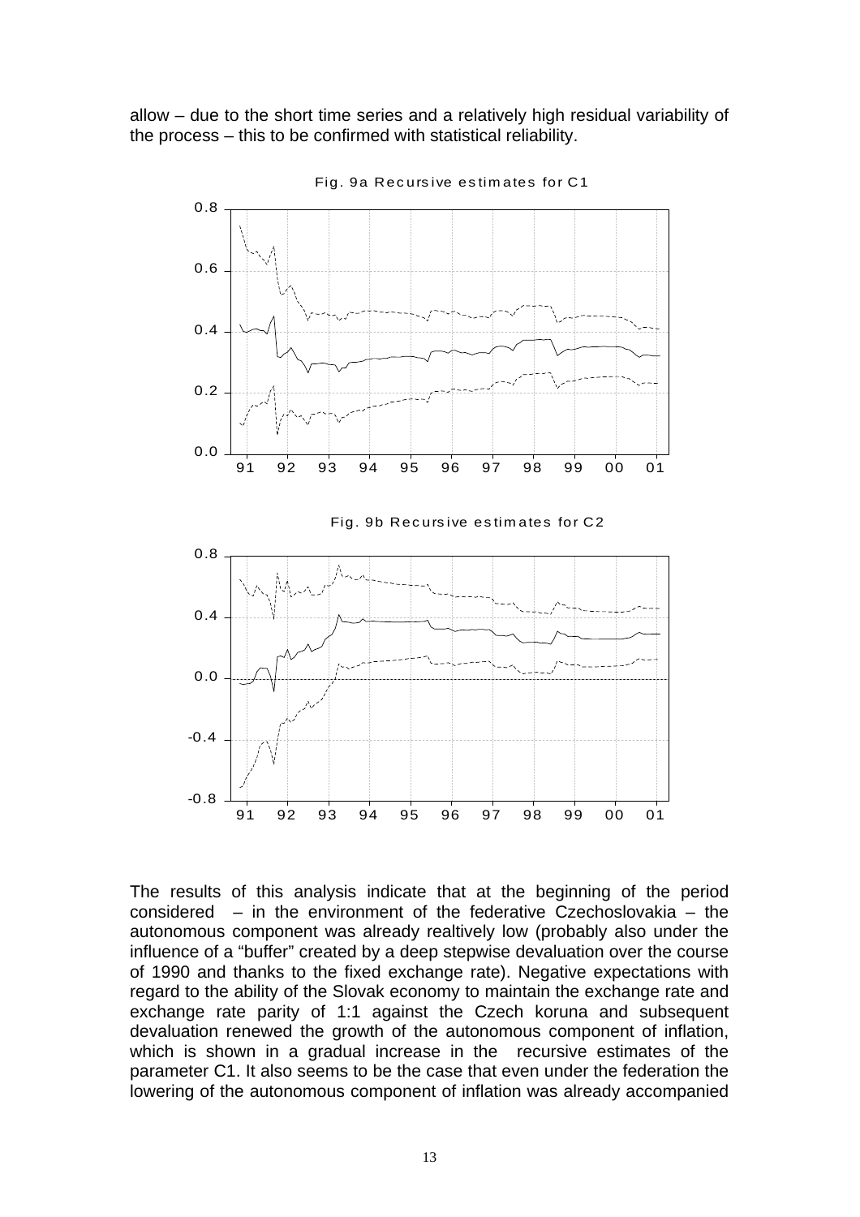allow – due to the short time series and a relatively high residual variability of the process – this to be confirmed with statistical reliability.

Fig. 9a Recursive estimates for C1

Fig. 9b Recursive estimates for C2

The results of this analysis indicate that at the beginning of the period considered – in the environment of the federative Czechoslovakia – the autonomous component was already realtively low (probably also under the influence of a "buffer" created by a deep stepwise devaluation over the course of 1990 and thanks to the fixed exchange rate). Negative expectations with regard to the ability of the Slovak economy to maintain the exchange rate and exchange rate parity of 1:1 against the Czech koruna and subsequent devaluation renewed the growth of the autonomous component of inflation, which is shown in a gradual increase in the recursive estimates of the parameter C1. It also seems to be the case that even under the federation the lowering of the autonomous component of inflation was already accompanied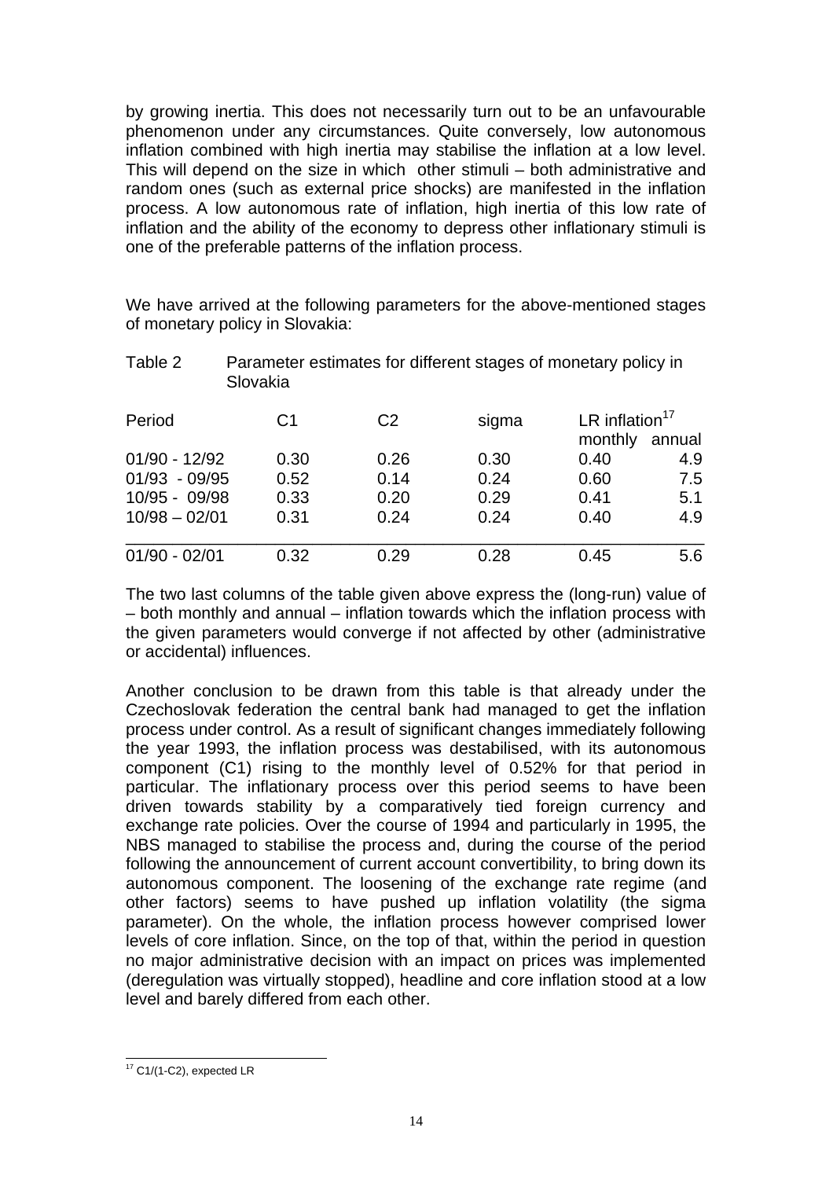by growing inertia. This does not necessarily turn out to be an unfavourable phenomenon under any circumstances. Quite conversely, low autonomous inflation combined with high inertia may stabilise the inflation at a low level. This will depend on the size in which other stimuli – both administrative and random ones (such as external price shocks) are manifested in the inflation process. A low autonomous rate of inflation, high inertia of this low rate of inflation and the ability of the economy to depress other inflationary stimuli is one of the preferable patterns of the inflation process.

We have arrived at the following parameters for the above-mentioned stages of monetary policy in Slovakia:

Table 2 Parameter estimates for different stages of monetary policy in Slovakia

| Period | C1 | C2 | sigma | LR inflation[17] | |
|---|---|---|---|---|---|
| | | | | monthly | annual |
| 01/90 - 12/92 | 0.30 | 0.26 | 0.30 | 0.40 | 4.9 |
| 01/93 - 09/95 | 0.52 | 0.14 | 0.24 | 0.60 | 7.5 |
| 10/95 - 09/98 | 0.33 | 0.20 | 0.29 | 0.41 | 5.1 |
| 10/98 – 02/01 | 0.31 | 0.24 | 0.24 | 0.40 | 4.9 |
| 01/90 - 02/01 | 0.32 | 0.29 | 0.28 | 0.45 | 5.6 |

The two last columns of the table given above express the (long-run) value of – both monthly and annual – inflation towards which the inflation process with the given parameters would converge if not affected by other (administrative or accidental) influences.

Another conclusion to be drawn from this table is that already under the Czechoslovak federation the central bank had managed to get the inflation process under control. As a result of significant changes immediately following the year 1993, the inflation process was destabilised, with its autonomous component (C1) rising to the monthly level of 0.52% for that period in particular. The inflationary process over this period seems to have been driven towards stability by a comparatively tied foreign currency and exchange rate policies. Over the course of 1994 and particularly in 1995, the NBS managed to stabilise the process and, during the course of the period following the announcement of current account convertibility, to bring down its autonomous component. The loosening of the exchange rate regime (and other factors) seems to have pushed up inflation volatility (the sigma parameter). On the whole, the inflation process however comprised lower levels of core inflation. Since, on the top of that, within the period in question no major administrative decision with an impact on prices was implemented (deregulation was virtually stopped), headline and core inflation stood at a low level and barely differed from each other.

---

[17] C1/(1-C2), expected LR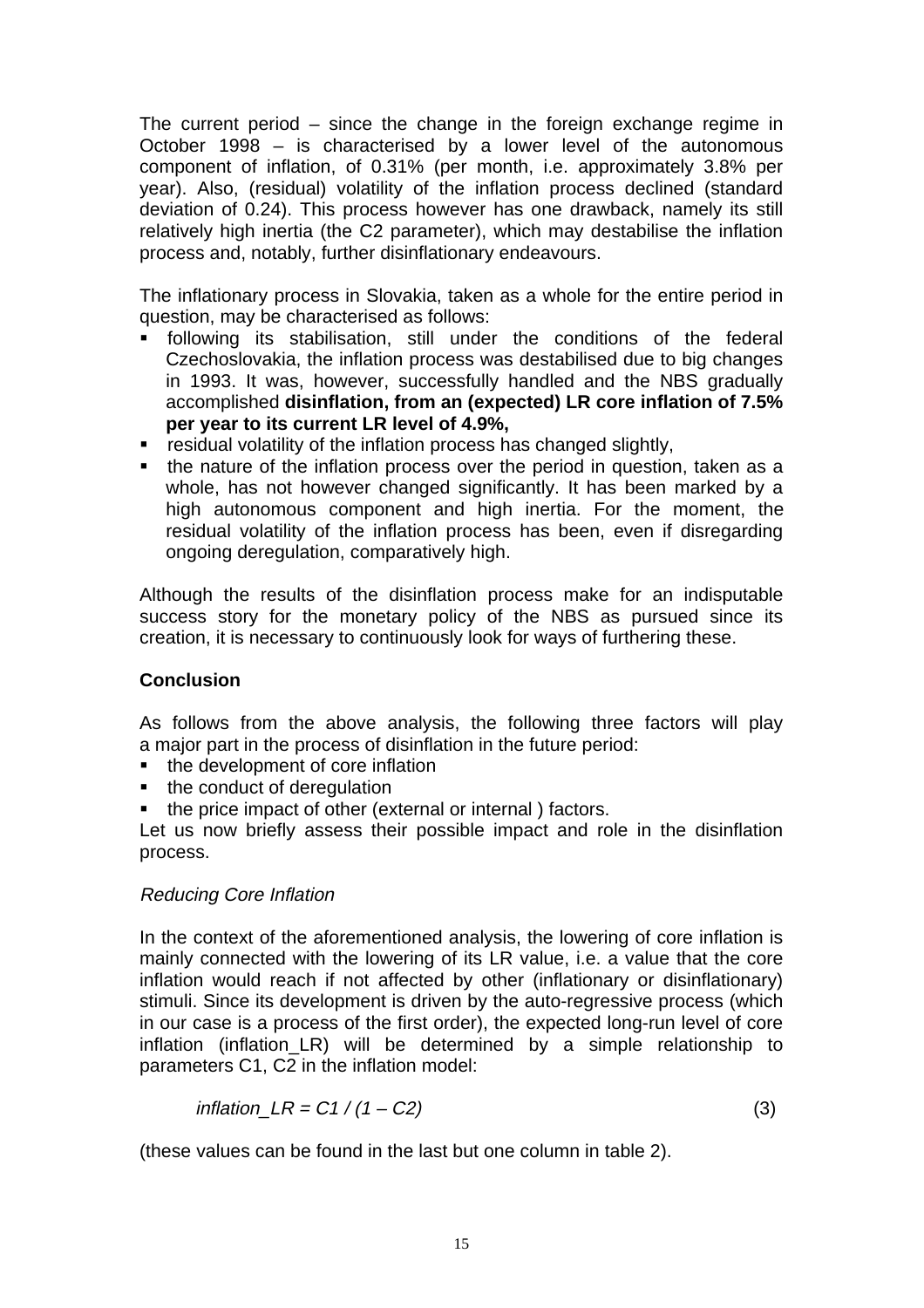The current period – since the change in the foreign exchange regime in October 1998 – is characterised by a lower level of the autonomous component of inflation, of 0.31% (per month, i.e. approximately 3.8% per year). Also, (residual) volatility of the inflation process declined (standard deviation of 0.24). This process however has one drawback, namely its still relatively high inertia (the C2 parameter), which may destabilise the inflation process and, notably, further disinflationary endeavours.

The inflationary process in Slovakia, taken as a whole for the entire period in question, may be characterised as follows:

- following its stabilisation, still under the conditions of the federal Czechoslovakia, the inflation process was destabilised due to big changes in 1993. It was, however, successfully handled and the NBS gradually accomplished **disinflation, from an (expected) LR core inflation of 7.5% per year to its current LR level of 4.9%,**
- residual volatility of the inflation process has changed slightly,
- the nature of the inflation process over the period in question, taken as a whole, has not however changed significantly. It has been marked by a high autonomous component and high inertia. For the moment, the residual volatility of the inflation process has been, even if disregarding ongoing deregulation, comparatively high.

Although the results of the disinflation process make for an indisputable success story for the monetary policy of the NBS as pursued since its creation, it is necessary to continuously look for ways of furthering these.

## Conclusion

As follows from the above analysis, the following three factors will play a major part in the process of disinflation in the future period:

- the development of core inflation
- the conduct of deregulation
- the price impact of other (external or internal ) factors.

Let us now briefly assess their possible impact and role in the disinflation process.

### *Reducing Core Inflation*

In the context of the aforementioned analysis, the lowering of core inflation is mainly connected with the lowering of its LR value, i.e. a value that the core inflation would reach if not affected by other (inflationary or disinflationary) stimuli. Since its development is driven by the auto-regressive process (which in our case is a process of the first order), the expected long-run level of core inflation (inflation_LR) will be determined by a simple relationship to parameters C1, C2 in the inflation model:

$$inflation\_LR = C1 / (1 - C2) \tag{3}$$

(these values can be found in the last but one column in table 2).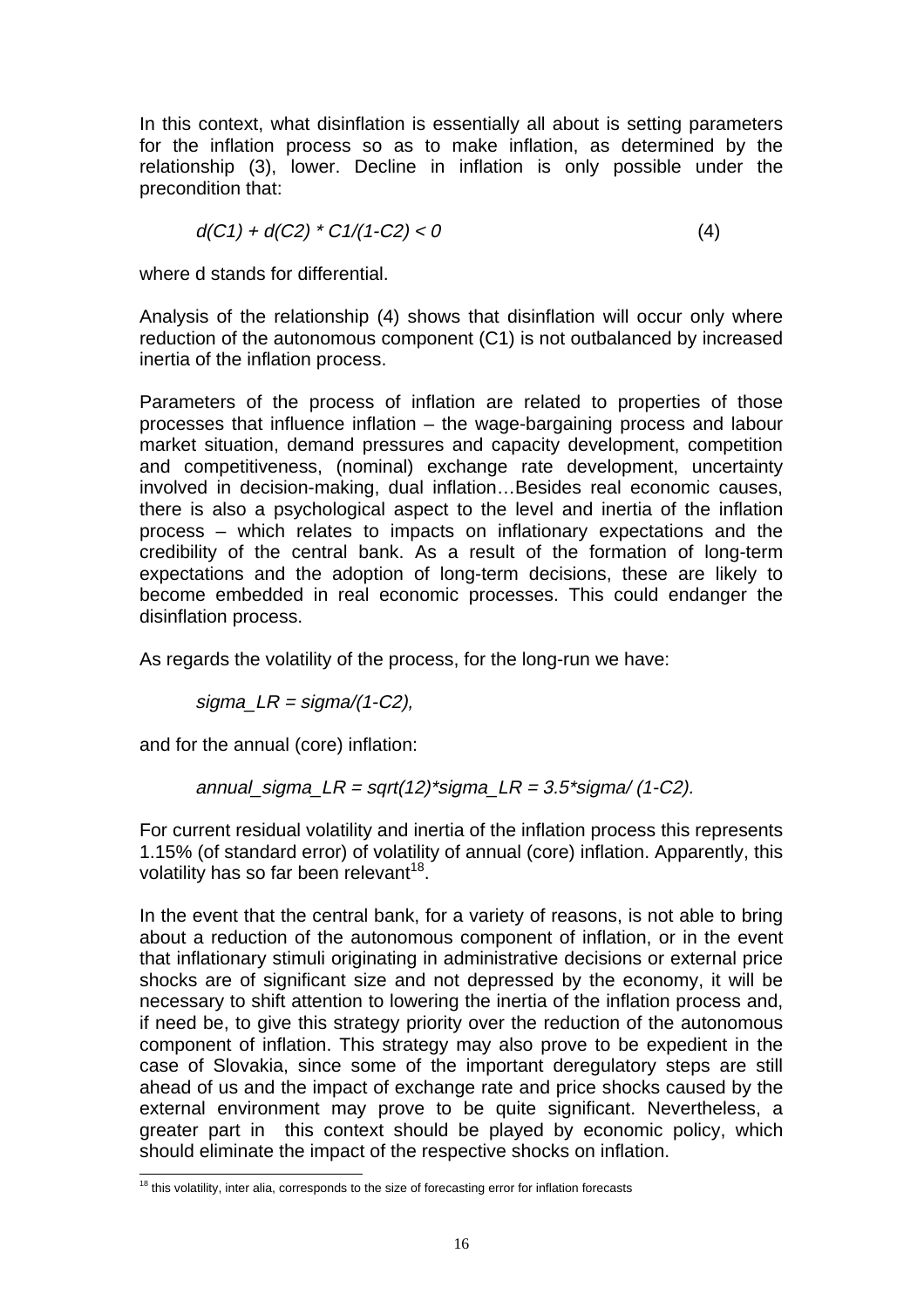In this context, what disinflation is essentially all about is setting parameters for the inflation process so as to make inflation, as determined by the relationship (3), lower. Decline in inflation is only possible under the precondition that:

$$d(C1) + d(C2) * C1/(1-C2) < 0 \qquad (4)$$

where d stands for differential.

Analysis of the relationship (4) shows that disinflation will occur only where reduction of the autonomous component (C1) is not outbalanced by increased inertia of the inflation process.

Parameters of the process of inflation are related to properties of those processes that influence inflation – the wage-bargaining process and labour market situation, demand pressures and capacity development, competition and competitiveness, (nominal) exchange rate development, uncertainty involved in decision-making, dual inflation…Besides real economic causes, there is also a psychological aspect to the level and inertia of the inflation process – which relates to impacts on inflationary expectations and the credibility of the central bank. As a result of the formation of long-term expectations and the adoption of long-term decisions, these are likely to become embedded in real economic processes. This could endanger the disinflation process.

As regards the volatility of the process, for the long-run we have:

$$sigma\_LR = sigma/(1-C2),$$

and for the annual (core) inflation:

$$annual\_sigma\_LR = sqrt(12)*sigma\_LR = 3.5*sigma/ (1-C2).$$

For current residual volatility and inertia of the inflation process this represents 1.15% (of standard error) of volatility of annual (core) inflation. Apparently, this volatility has so far been relevant[18].

In the event that the central bank, for a variety of reasons, is not able to bring about a reduction of the autonomous component of inflation, or in the event that inflationary stimuli originating in administrative decisions or external price shocks are of significant size and not depressed by the economy, it will be necessary to shift attention to lowering the inertia of the inflation process and, if need be, to give this strategy priority over the reduction of the autonomous component of inflation. This strategy may also prove to be expedient in the case of Slovakia, since some of the important deregulatory steps are still ahead of us and the impact of exchange rate and price shocks caused by the external environment may prove to be quite significant. Nevertheless, a greater part in this context should be played by economic policy, which should eliminate the impact of the respective shocks on inflation.

[18] this volatility, inter alia, corresponds to the size of forecasting error for inflation forecasts